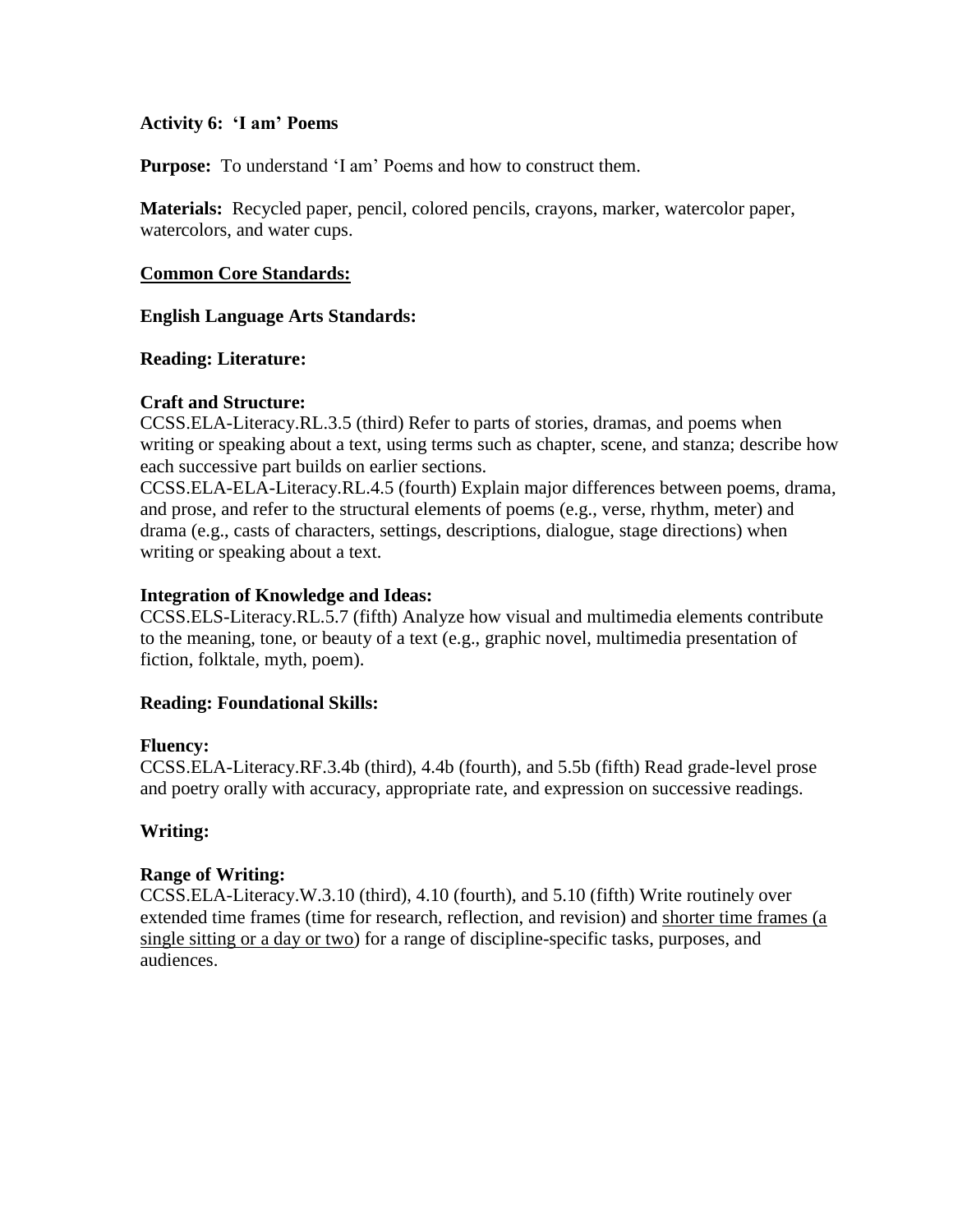**Activity 6: 'I am' Poems**

**Purpose:** To understand 'I am' Poems and how to construct them.

**Materials:** Recycled paper, pencil, colored pencils, crayons, marker, watercolor paper, watercolors, and water cups.

<u>**Common Core Standards:**</u>

**English Language Arts Standards:**

**Reading: Literature:**

**Craft and Structure:**

CCSS.ELA-Literacy.RL.3.5 (third) Refer to parts of stories, dramas, and poems when writing or speaking about a text, using terms such as chapter, scene, and stanza; describe how each successive part builds on earlier sections.

CCSS.ELA-ELA-Literacy.RL.4.5 (fourth) Explain major differences between poems, drama, and prose, and refer to the structural elements of poems (e.g., verse, rhythm, meter) and drama (e.g., casts of characters, settings, descriptions, dialogue, stage directions) when writing or speaking about a text.

**Integration of Knowledge and Ideas:**

CCSS.ELS-Literacy.RL.5.7 (fifth) Analyze how visual and multimedia elements contribute to the meaning, tone, or beauty of a text (e.g., graphic novel, multimedia presentation of fiction, folktale, myth, poem).

**Reading: Foundational Skills:**

**Fluency:**

CCSS.ELA-Literacy.RF.3.4b (third), 4.4b (fourth), and 5.5b (fifth) Read grade-level prose and poetry orally with accuracy, appropriate rate, and expression on successive readings.

**Writing:**

**Range of Writing:**

CCSS.ELA-Literacy.W.3.10 (third), 4.10 (fourth), and 5.10 (fifth) Write routinely over extended time frames (time for research, reflection, and revision) and <u>shorter time frames (a single sitting or a day or two</u>) for a range of discipline-specific tasks, purposes, and audiences.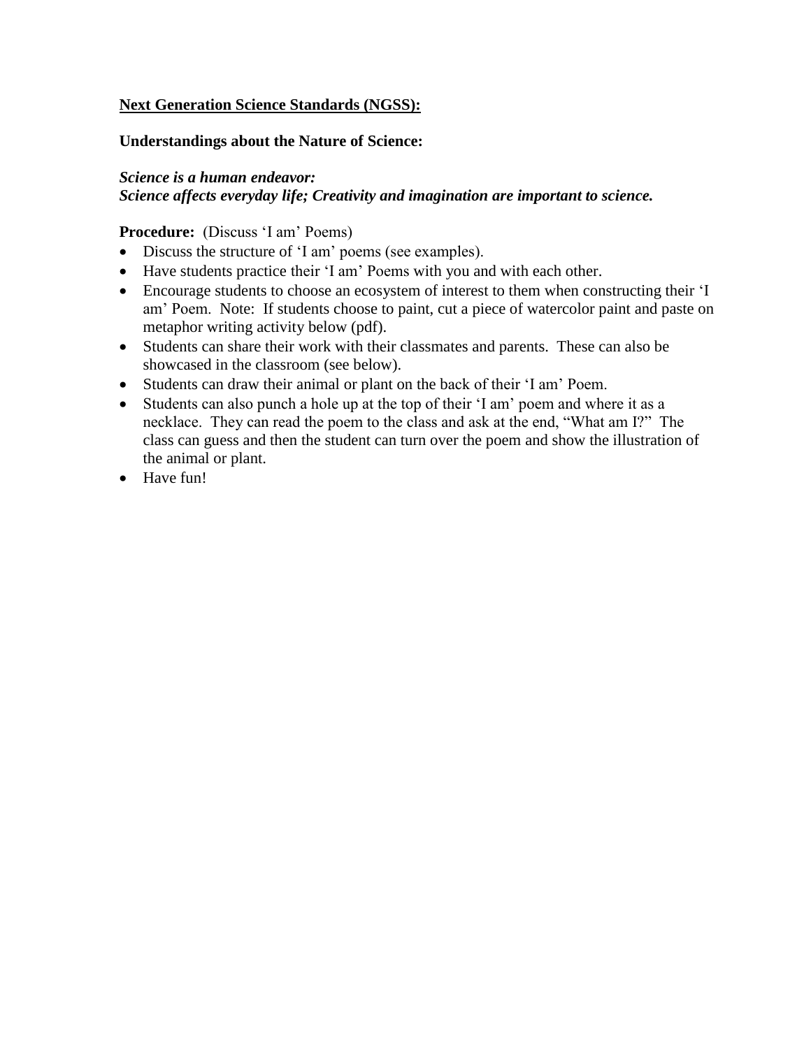**<u>Next Generation Science Standards (NGSS):</u>**

**Understandings about the Nature of Science:**

***Science is a human endeavor:***
***Science affects everyday life; Creativity and imagination are important to science.***

**Procedure:** (Discuss 'I am' Poems)

- Discuss the structure of 'I am' poems (see examples).
- Have students practice their 'I am' Poems with you and with each other.
- Encourage students to choose an ecosystem of interest to them when constructing their 'I am' Poem. Note: If students choose to paint, cut a piece of watercolor paint and paste on metaphor writing activity below (pdf).
- Students can share their work with their classmates and parents. These can also be showcased in the classroom (see below).
- Students can draw their animal or plant on the back of their 'I am' Poem.
- Students can also punch a hole up at the top of their 'I am' poem and where it as a necklace. They can read the poem to the class and ask at the end, "What am I?" The class can guess and then the student can turn over the poem and show the illustration of the animal or plant.
- Have fun!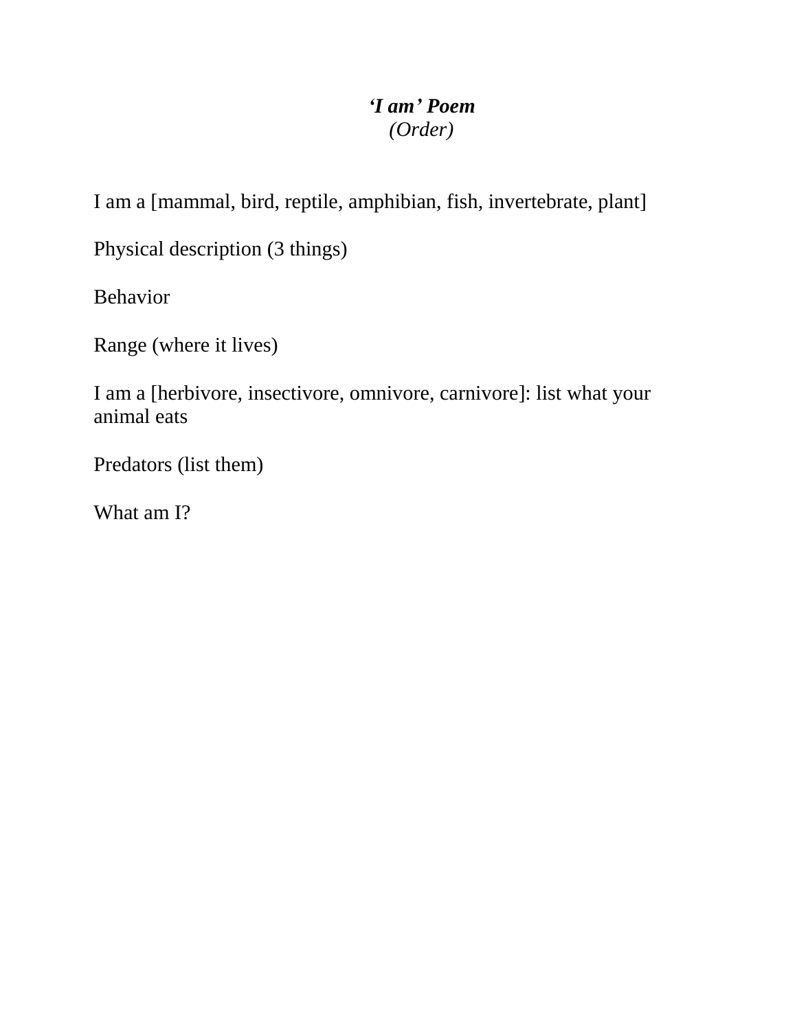***'I am' Poem***

*(Order)*

I am a [mammal, bird, reptile, amphibian, fish, invertebrate, plant]

Physical description (3 things)

Behavior

Range (where it lives)

I am a [herbivore, insectivore, omnivore, carnivore]: list what your animal eats

Predators (list them)

What am I?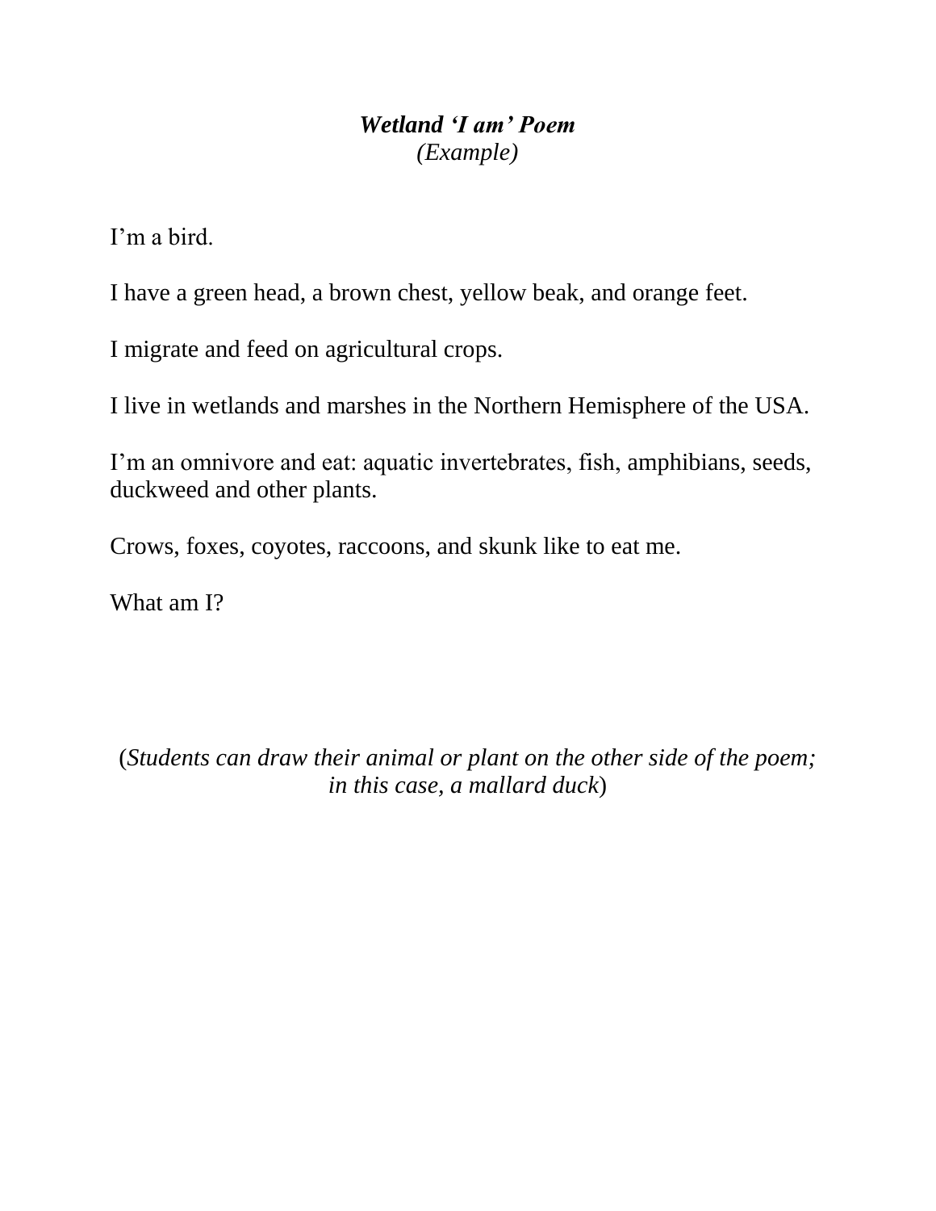### ***Wetland 'I am' Poem***

*(Example)*

I'm a bird.

I have a green head, a brown chest, yellow beak, and orange feet.

I migrate and feed on agricultural crops.

I live in wetlands and marshes in the Northern Hemisphere of the USA.

I'm an omnivore and eat: aquatic invertebrates, fish, amphibians, seeds, duckweed and other plants.

Crows, foxes, coyotes, raccoons, and skunk like to eat me.

What am I?

(*Students can draw their animal or plant on the other side of the poem; in this case, a mallard duck*)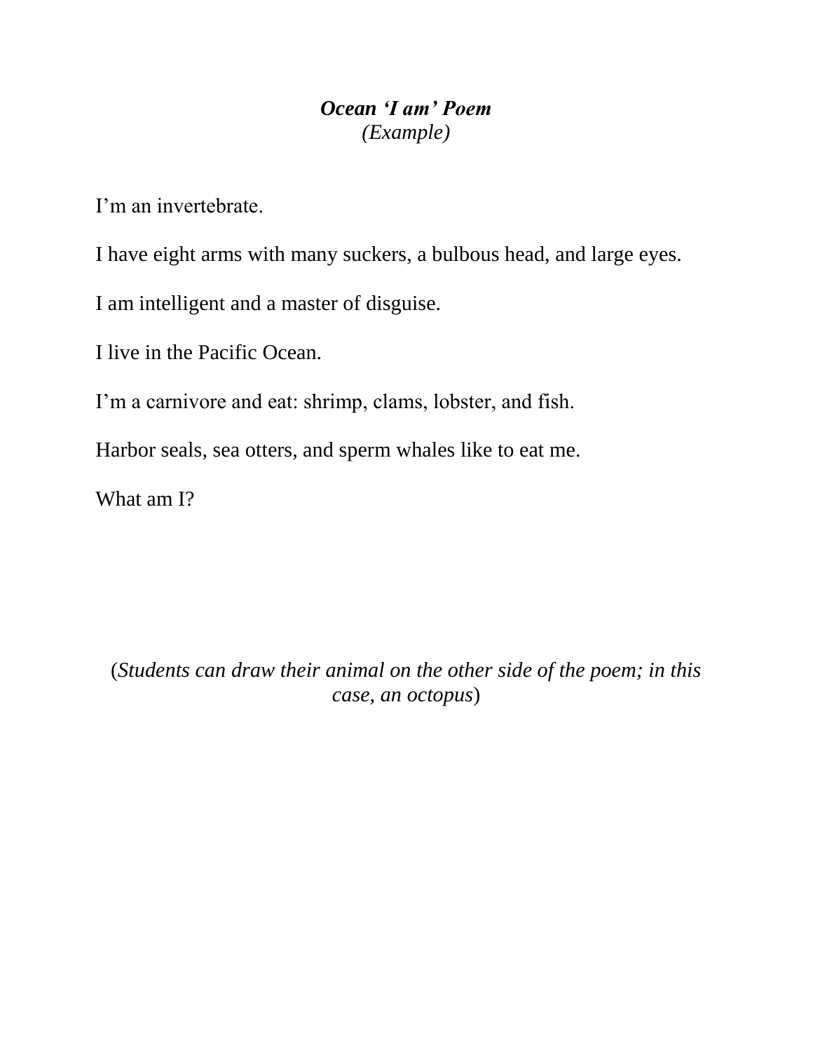## ***Ocean 'I am' Poem***

*(Example)*

I'm an invertebrate.

I have eight arms with many suckers, a bulbous head, and large eyes.

I am intelligent and a master of disguise.

I live in the Pacific Ocean.

I'm a carnivore and eat: shrimp, clams, lobster, and fish.

Harbor seals, sea otters, and sperm whales like to eat me.

What am I?

(*Students can draw their animal on the other side of the poem; in this case, an octopus*)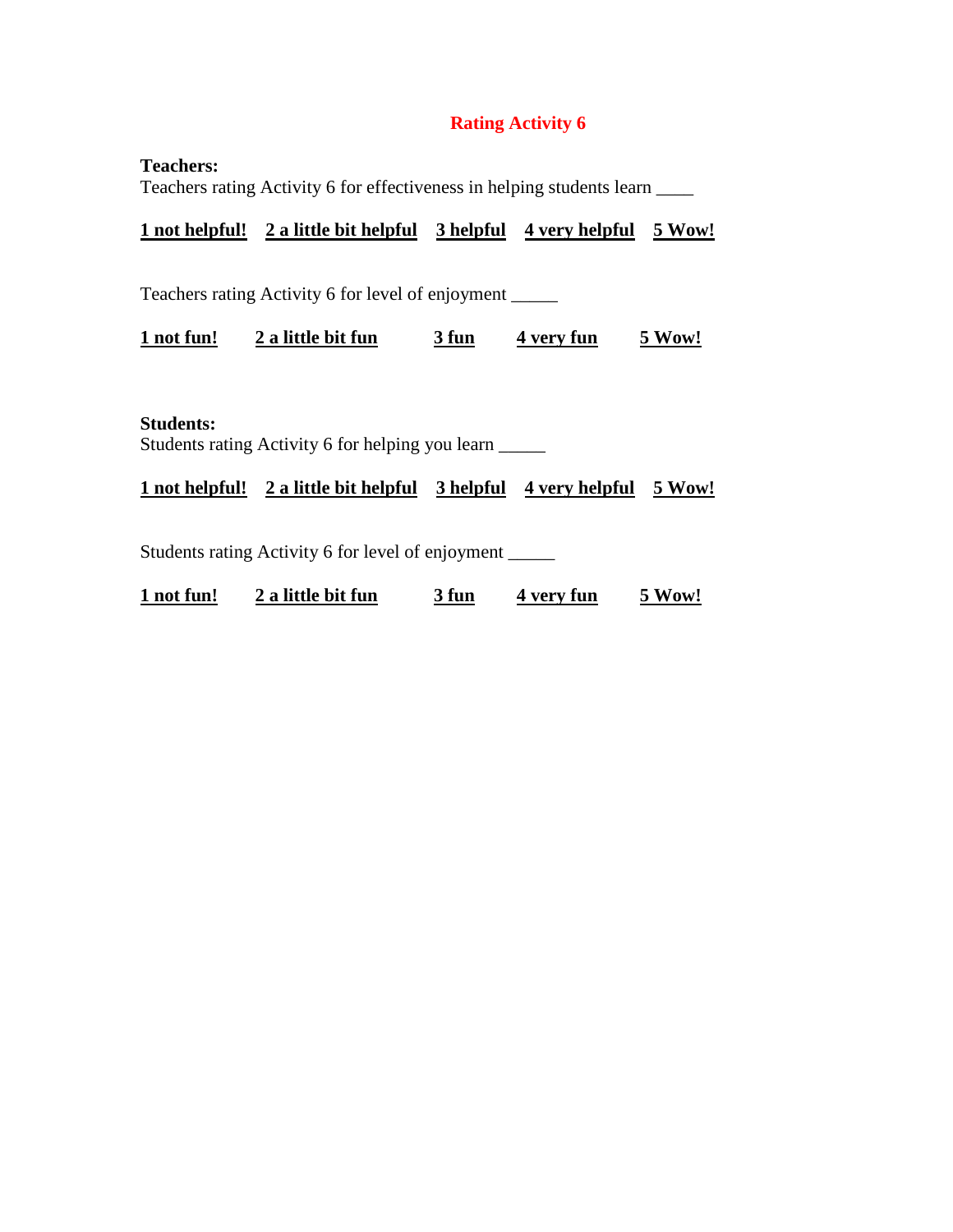# Rating Activity 6

**Teachers:**

Teachers rating Activity 6 for effectiveness in helping students learn ____

**1 not helpful!**   **2 a little bit helpful**   **3 helpful**   **4 very helpful**   **5 Wow!**

Teachers rating Activity 6 for level of enjoyment _____

**1 not fun!**   **2 a little bit fun**   **3 fun**   **4 very fun**   **5 Wow!**

**Students:**

Students rating Activity 6 for helping you learn _____

**1 not helpful!**   **2 a little bit helpful**   **3 helpful**   **4 very helpful**   **5 Wow!**

Students rating Activity 6 for level of enjoyment _____

**1 not fun!**   **2 a little bit fun**   **3 fun**   **4 very fun**   **5 Wow!**